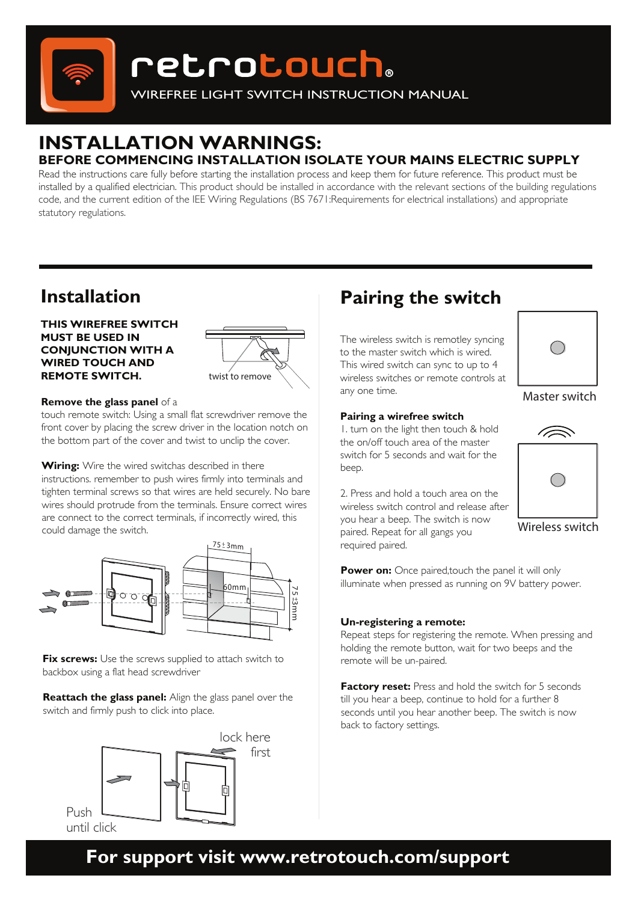# retrotouch®

WIREFREE LIGHT SWITCH INSTRUCTION MANUAL

## INSTALLATION WARNINGS:

### BEFORE COMMENCING INSTALLATION ISOLATE YOUR MAINS ELECTRIC SUPPLY

Read the instructions care fully before starting the installation process and keep them for future reference. This product must be installed by a qualified electrician. This product should be installed in accordance with the relevant sections of the building regulations code, and the current edition of the IEE Wiring Regulations (BS 7671:Requirements for electrical installations) and appropriate statutory regulations.

## Installation

**THIS WIREFREE SWITCH MUST BE USED IN CONJUNCTION WITH A WIRED TOUCH AND REMOTE SWITCH.**

twist to remove

**Remove the glass panel** of a touch remote switch: Using a small flat screwdriver remove the front cover by placing the screw driver in the location notch on the bottom part of the cover and twist to unclip the cover.

**Wiring:** Wire the wired switchas described in there instructions. remember to push wires firmly into terminals and tighten terminal screws so that wires are held securely. No bare wires should protrude from the terminals. Ensure correct wires are connect to the correct terminals, if incorrectly wired, this could damage the switch.

75±3mm

60mm

75±3mm

**Fix screws:** Use the screws supplied to attach switch to backbox using a flat head screwdriver

**Reattach the glass panel:** Align the glass panel over the switch and firmly push to click into place.

lock here first

Push until click

## Pairing the switch

The wireless switch is remotley syncing to the master switch which is wired. This wired switch can sync to up to 4 wireless switches or remote controls at any one time.

Master switch

### Pairing a wirefree switch

1. turn on the light then touch & hold the on/off touch area of the master switch for 5 seconds and wait for the beep.

2. Press and hold a touch area on the wireless switch control and release after you hear a beep. The switch is now paired. Repeat for all gangs you required paired.

Wireless switch

**Power on:** Once paired,touch the panel it will only illuminate when pressed as running on 9V battery power.

**Un-registering a remote:**
Repeat steps for registering the remote. When pressing and holding the remote button, wait for two beeps and the remote will be un-paired.

**Factory reset:** Press and hold the switch for 5 seconds till you hear a beep, continue to hold for a further 8 seconds until you hear another beep. The switch is now back to factory settings.

**For support visit www.retrotouch.com/support**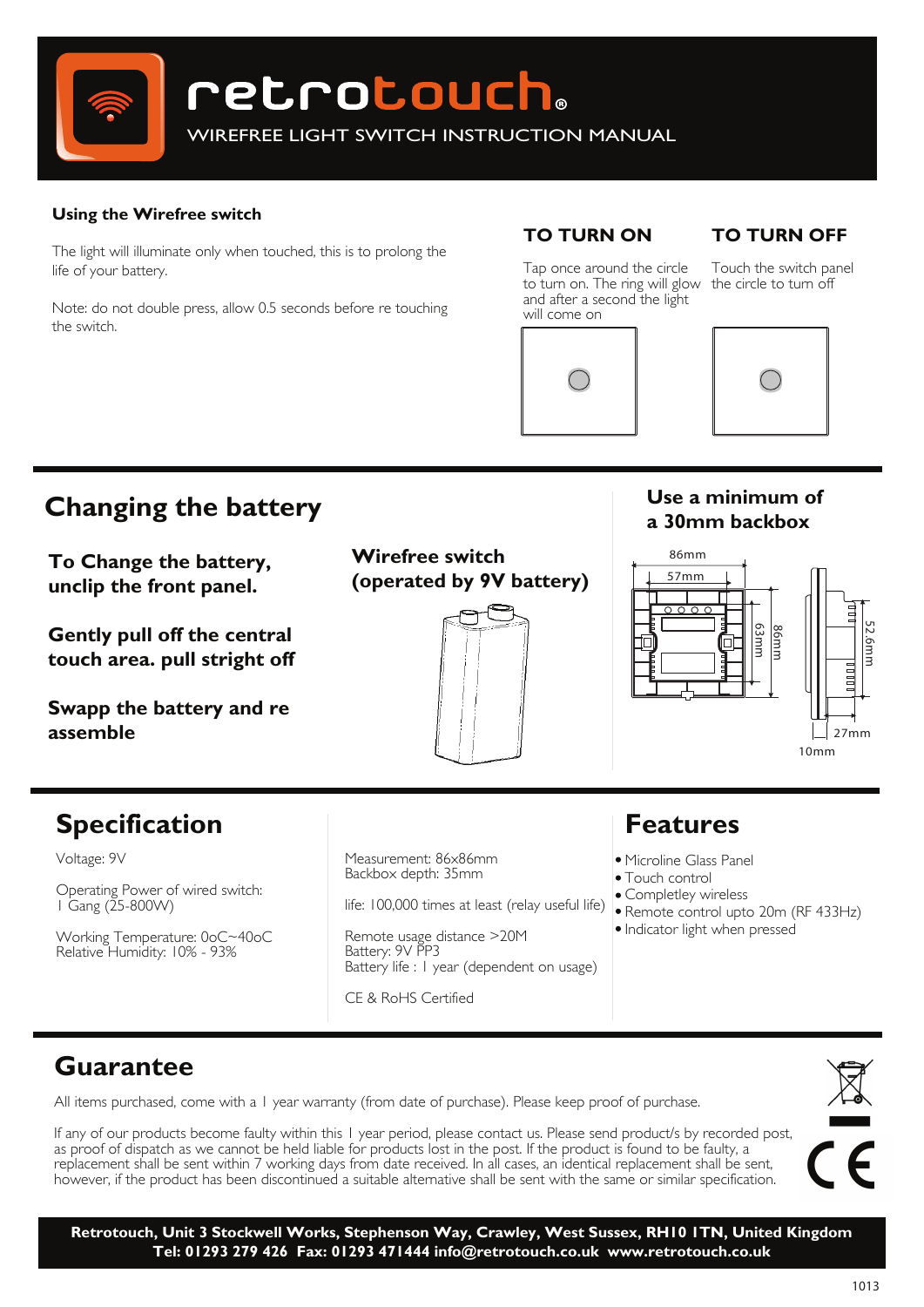# retrotouch®

WIREFREE LIGHT SWITCH INSTRUCTION MANUAL

### Using the Wirefree switch

The light will illuminate only when touched, this is to prolong the life of your battery.

Note: do not double press, allow 0.5 seconds before re touching the switch.

### TO TURN ON

Tap once around the circle to turn on. The ring will glow and after a second the light will come on

### TO TURN OFF

Touch the switch panel the circle to turn off

## Changing the battery

**To Change the battery, unclip the front panel.**

**Gently pull off the central touch area. pull stright off**

**Swapp the battery and re assemble**

**Wirefree switch (operated by 9V battery)**

**Use a minimum of a 30mm backbox**

86mm
57mm
63mm
86mm
52.6mm
27mm
10mm

## Specification

Voltage: 9V

Operating Power of wired switch:
1 Gang (25-800W)

Working Temperature: 0oC~40oC
Relative Humidity: 10% - 93%

Measurement: 86x86mm
Backbox depth: 35mm

life: 100,000 times at least (relay useful life)

Remote usage distance >20M
Battery: 9V PP3
Battery life : 1 year (dependent on usage)

CE & RoHS Certified

## Features

- Microline Glass Panel
- Touch control
- Completley wireless
- Remote control upto 20m (RF 433Hz)
- Indicator light when pressed

## Guarantee

All items purchased, come with a 1 year warranty (from date of purchase). Please keep proof of purchase.

If any of our products become faulty within this 1 year period, please contact us. Please send product/s by recorded post, as proof of dispatch as we cannot be held liable for products lost in the post. If the product is found to be faulty, a replacement shall be sent within 7 working days from date received. In all cases, an identical replacement shall be sent, however, if the product has been discontinued a suitable alternative shall be sent with the same or similar specification.

**Retrotouch, Unit 3 Stockwell Works, Stephenson Way, Crawley, West Sussex, RH10 1TN, United Kingdom**
**Tel: 01293 279 426 Fax: 01293 471444 info@retrotouch.co.uk www.retrotouch.co.uk**

1013